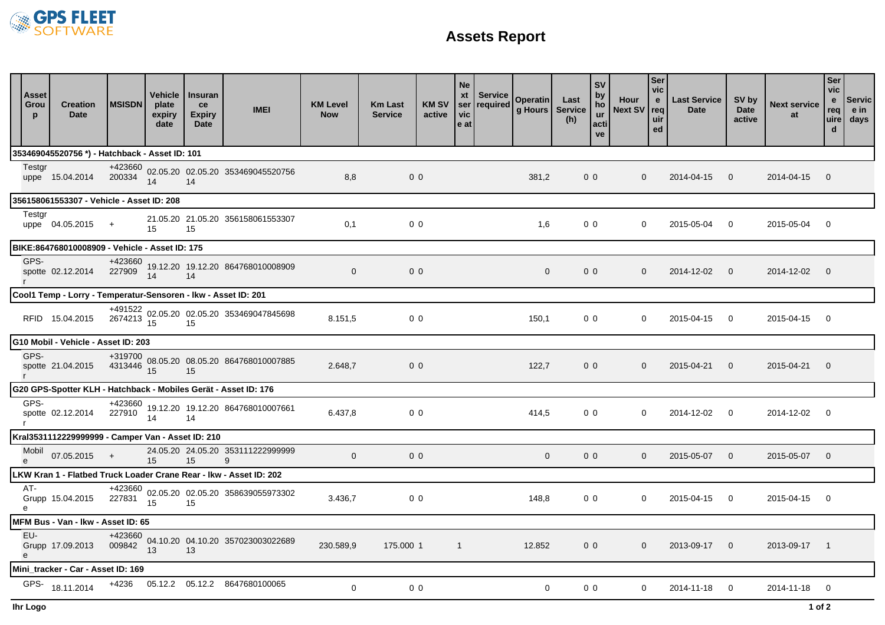# Assets Report

| Asset Group | Creation Date | MSISDN | Vehicle plate expiry date | Insurance Expiry Date | IMEI | KM Level Now | Km Last Service | KM SV active | Next service at | Service required | Operating Hours | Last Service (h) | SV by hour active | Hour Next SV | Service required | Last Service Date | SV by Date active | Next service at | Service required | Service in days |
|---|---|---|---|---|---|---|---|---|---|---|---|---|---|---|---|---|---|---|---|---|
| **353469045520756 *) - Hatchback - Asset ID: 101** | | | | | | | | | | | | | | | | | | | | |
| Testgruppe | 15.04.2014 | +423660200334 | 02.05.2014 | 02.05.2014 | 353469045520756 | 8,8 | 0 | 0 | | | 381,2 | 0 | 0 | 0 | | 2014-04-15 | 0 | 2014-04-15 | 0 | |
| **356158061553307 - Vehicle - Asset ID: 208** | | | | | | | | | | | | | | | | | | | | |
| Testgruppe | 04.05.2015 | + | 21.05.2015 | 21.05.2015 | 356158061553307 | 0,1 | 0 | 0 | | | 1,6 | 0 | 0 | 0 | | 2015-05-04 | 0 | 2015-05-04 | 0 | |
| **BIKE:864768010008909 - Vehicle - Asset ID: 175** | | | | | | | | | | | | | | | | | | | | |
| GPS-spotter | 02.12.2014 | +423660227909 | 19.12.2014 | 19.12.2014 | 864768010008909 | 0 | 0 | 0 | | | 0 | 0 | 0 | 0 | | 2014-12-02 | 0 | 2014-12-02 | 0 | |
| **Cool1 Temp - Lorry - Temperatur-Sensoren - lkw - Asset ID: 201** | | | | | | | | | | | | | | | | | | | | |
| RFID | 15.04.2015 | +4915222674213 | 02.05.2015 | 02.05.2015 | 353469047845698 | 8.151,5 | 0 | 0 | | | 150,1 | 0 | 0 | 0 | | 2015-04-15 | 0 | 2015-04-15 | 0 | |
| **G10 Mobil - Vehicle - Asset ID: 203** | | | | | | | | | | | | | | | | | | | | |
| GPS-spotter | 21.04.2015 | +3197004313446 | 08.05.2015 | 08.05.2015 | 864768010007885 | 2.648,7 | 0 | 0 | | | 122,7 | 0 | 0 | 0 | | 2015-04-21 | 0 | 2015-04-21 | 0 | |
| **G20 GPS-Spotter KLH - Hatchback - Mobiles Gerät - Asset ID: 176** | | | | | | | | | | | | | | | | | | | | |
| GPS-spotter | 02.12.2014 | +423660227910 | 19.12.2014 | 19.12.2014 | 864768010007661 | 6.437,8 | 0 | 0 | | | 414,5 | 0 | 0 | 0 | | 2014-12-02 | 0 | 2014-12-02 | 0 | |
| **Kral3531112229999999 - Camper Van - Asset ID: 210** | | | | | | | | | | | | | | | | | | | | |
| Mobile | 07.05.2015 | + | 24.05.2015 | 24.05.2015 | 3531112229999999 | 0 | 0 | 0 | | | 0 | 0 | 0 | 0 | | 2015-05-07 | 0 | 2015-05-07 | 0 | |
| **LKW Kran 1 - Flatbed Truck Loader Crane Rear - lkw - Asset ID: 202** | | | | | | | | | | | | | | | | | | | | |
| AT-Gruppe | 15.04.2015 | +423660227831 | 02.05.2015 | 02.05.2015 | 358639055973302 | 3.436,7 | 0 | 0 | | | 148,8 | 0 | 0 | 0 | | 2015-04-15 | 0 | 2015-04-15 | 0 | |
| **MFM Bus - Van - lkw - Asset ID: 65** | | | | | | | | | | | | | | | | | | | | |
| EU-Gruppe | 17.09.2013 | +423660009842 | 04.10.2013 | 04.10.2013 | 357023003022689 | 230.589,9 | 175.000 | 1 | 1 | | 12.852 | 0 | 0 | 0 | | 2013-09-17 | 0 | 2013-09-17 | 1 | |
| **Mini_tracker - Car - Asset ID: 169** | | | | | | | | | | | | | | | | | | | | |
| GPS- | 18.11.2014 | +4236 | 05.12.2 | 05.12.2 | 8647680100065 | 0 | 0 | 0 | | | 0 | 0 | 0 | 0 | | 2014-11-18 | 0 | 2014-11-18 | 0 | |

Ihr Logo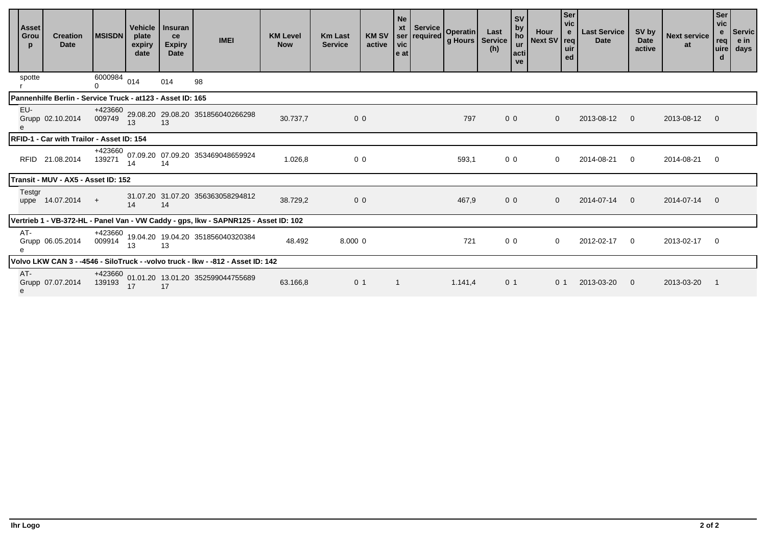| Asset Group | Creation Date | MSISDN | Vehicle plate expiry date | Insurance Expiry Date | IMEI | KM Level Now | Km Last Service | KM SV active | Next service at | Service required | Operating Hours | Last Service (h) | SV by hour active | Hour Next SV | Service required | Last Service Date | SV by Date active | Next service at | Service required | Service in days |
|---|---|---|---|---|---|---|---|---|---|---|---|---|---|---|---|---|---|---|---|---|
| spotter | | 60009840 | 014 | 014 | 98 | | | | | | | | | | | | | | | |
| **Pannenhilfe Berlin - Service Truck - at123 - Asset ID: 165** | | | | | | | | | | | | | | | | | | | | |
| EU-Gruppe | 02.10.2014 | +423660009749 | 29.08.2013 | 29.08.2013 | 351856040266298 | 30.737,7 | 0 | 0 | | | 797 | 0 | 0 | 0 | | 2013-08-12 | 0 | 2013-08-12 | 0 | |
| **RFID-1 - Car with Trailor - Asset ID: 154** | | | | | | | | | | | | | | | | | | | | |
| RFID | 21.08.2014 | +423660139271 | 07.09.2014 | 07.09.2014 | 353469048659924 | 1.026,8 | 0 | 0 | | | 593,1 | 0 | 0 | 0 | | 2014-08-21 | 0 | 2014-08-21 | 0 | |
| **Transit - MUV - AX5 - Asset ID: 152** | | | | | | | | | | | | | | | | | | | | |
| Testgruppe | 14.07.2014 | + | 31.07.2014 | 31.07.2014 | 356363058294812 | 38.729,2 | 0 | 0 | | | 467,9 | 0 | 0 | 0 | | 2014-07-14 | 0 | 2014-07-14 | 0 | |
| **Vertrieb 1 - VB-372-HL - Panel Van - VW Caddy - gps, lkw - SAPNR125 - Asset ID: 102** | | | | | | | | | | | | | | | | | | | | |
| AT-Gruppe | 06.05.2014 | +423660009914 | 19.04.2013 | 19.04.2013 | 351856040320384 | 48.492 | 8.000 | 0 | | | 721 | 0 | 0 | 0 | | 2012-02-17 | 0 | 2013-02-17 | 0 | |
| **Volvo LKW CAN 3 - -4546 - SiloTruck - -volvo truck - lkw - -812 - Asset ID: 142** | | | | | | | | | | | | | | | | | | | | |
| AT-Gruppe | 07.07.2014 | +423660139193 | 01.01.2017 | 13.01.2017 | 352599044755689 | 63.166,8 | 0 | 1 | 1 | | 1.141,4 | 0 | 1 | 0 | 1 | 2013-03-20 | 0 | 2013-03-20 | 1 | |

**Ihr Logo**